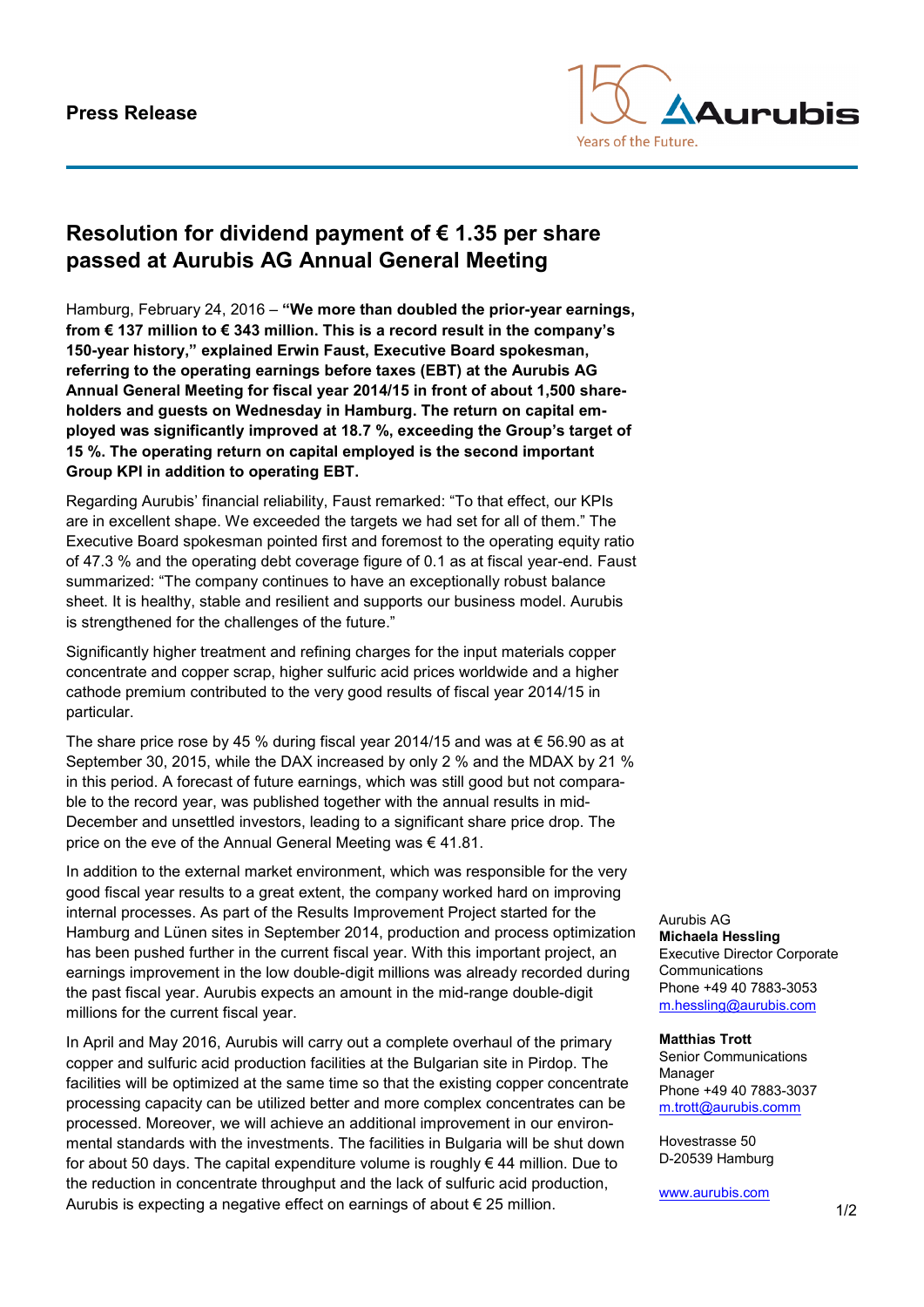**Press Release**

# Resolution for dividend payment of € 1.35 per share passed at Aurubis AG Annual General Meeting

Hamburg, February 24, 2016 – **"We more than doubled the prior-year earnings, from € 137 million to € 343 million. This is a record result in the company's 150-year history," explained Erwin Faust, Executive Board spokesman, referring to the operating earnings before taxes (EBT) at the Aurubis AG Annual General Meeting for fiscal year 2014/15 in front of about 1,500 shareholders and guests on Wednesday in Hamburg. The return on capital employed was significantly improved at 18.7 %, exceeding the Group's target of 15 %. The operating return on capital employed is the second important Group KPI in addition to operating EBT.**

Regarding Aurubis' financial reliability, Faust remarked: "To that effect, our KPIs are in excellent shape. We exceeded the targets we had set for all of them." The Executive Board spokesman pointed first and foremost to the operating equity ratio of 47.3 % and the operating debt coverage figure of 0.1 as at fiscal year-end. Faust summarized: "The company continues to have an exceptionally robust balance sheet. It is healthy, stable and resilient and supports our business model. Aurubis is strengthened for the challenges of the future."

Significantly higher treatment and refining charges for the input materials copper concentrate and copper scrap, higher sulfuric acid prices worldwide and a higher cathode premium contributed to the very good results of fiscal year 2014/15 in particular.

The share price rose by 45 % during fiscal year 2014/15 and was at € 56.90 as at September 30, 2015, while the DAX increased by only 2 % and the MDAX by 21 % in this period. A forecast of future earnings, which was still good but not comparable to the record year, was published together with the annual results in mid-December and unsettled investors, leading to a significant share price drop. The price on the eve of the Annual General Meeting was € 41.81.

In addition to the external market environment, which was responsible for the very good fiscal year results to a great extent, the company worked hard on improving internal processes. As part of the Results Improvement Project started for the Hamburg and Lünen sites in September 2014, production and process optimization has been pushed further in the current fiscal year. With this important project, an earnings improvement in the low double-digit millions was already recorded during the past fiscal year. Aurubis expects an amount in the mid-range double-digit millions for the current fiscal year.

In April and May 2016, Aurubis will carry out a complete overhaul of the primary copper and sulfuric acid production facilities at the Bulgarian site in Pirdop. The facilities will be optimized at the same time so that the existing copper concentrate processing capacity can be utilized better and more complex concentrates can be processed. Moreover, we will achieve an additional improvement in our environmental standards with the investments. The facilities in Bulgaria will be shut down for about 50 days. The capital expenditure volume is roughly € 44 million. Due to the reduction in concentrate throughput and the lack of sulfuric acid production, Aurubis is expecting a negative effect on earnings of about € 25 million.

Aurubis AG
**Michaela Hessling**
Executive Director Corporate Communications
Phone +49 40 7883-3053
m.hessling@aurubis.com

**Matthias Trott**
Senior Communications Manager
Phone +49 40 7883-3037
m.trott@aurubis.comm

Hovestrasse 50
D-20539 Hamburg

www.aurubis.com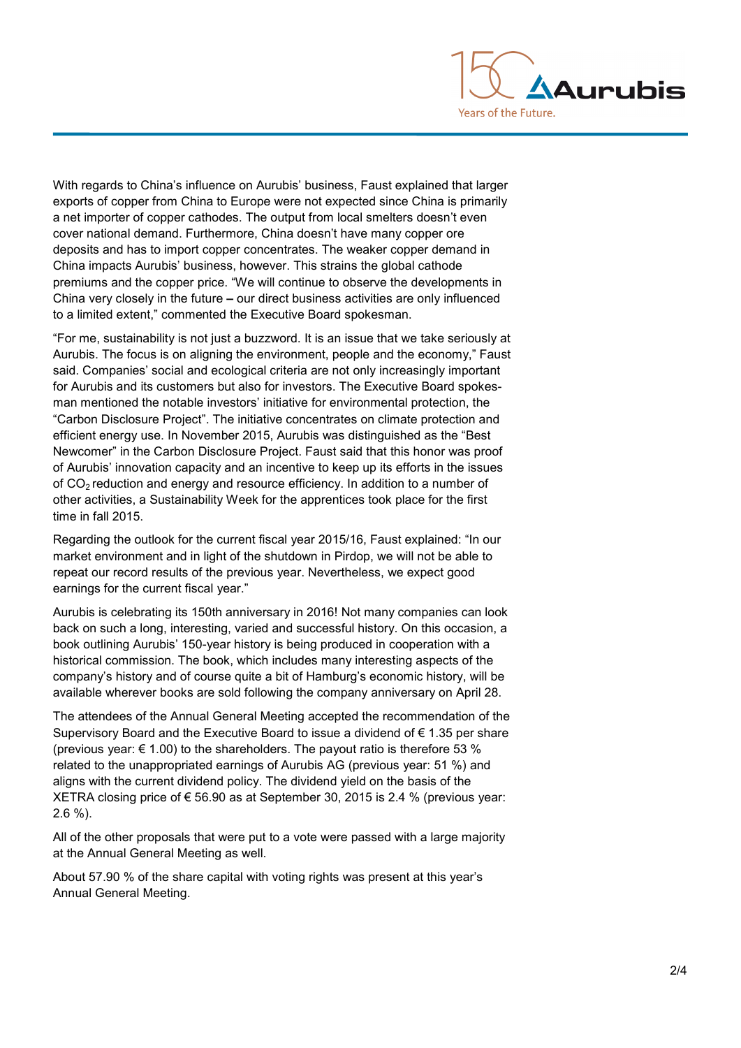With regards to China's influence on Aurubis' business, Faust explained that larger exports of copper from China to Europe were not expected since China is primarily a net importer of copper cathodes. The output from local smelters doesn't even cover national demand. Furthermore, China doesn't have many copper ore deposits and has to import copper concentrates. The weaker copper demand in China impacts Aurubis' business, however. This strains the global cathode premiums and the copper price. "We will continue to observe the developments in China very closely in the future – our direct business activities are only influenced to a limited extent," commented the Executive Board spokesman.

"For me, sustainability is not just a buzzword. It is an issue that we take seriously at Aurubis. The focus is on aligning the environment, people and the economy," Faust said. Companies' social and ecological criteria are not only increasingly important for Aurubis and its customers but also for investors. The Executive Board spokesman mentioned the notable investors' initiative for environmental protection, the "Carbon Disclosure Project". The initiative concentrates on climate protection and efficient energy use. In November 2015, Aurubis was distinguished as the "Best Newcomer" in the Carbon Disclosure Project. Faust said that this honor was proof of Aurubis' innovation capacity and an incentive to keep up its efforts in the issues of $CO_2$ reduction and energy and resource efficiency. In addition to a number of other activities, a Sustainability Week for the apprentices took place for the first time in fall 2015.

Regarding the outlook for the current fiscal year 2015/16, Faust explained: "In our market environment and in light of the shutdown in Pirdop, we will not be able to repeat our record results of the previous year. Nevertheless, we expect good earnings for the current fiscal year."

Aurubis is celebrating its 150th anniversary in 2016! Not many companies can look back on such a long, interesting, varied and successful history. On this occasion, a book outlining Aurubis' 150-year history is being produced in cooperation with a historical commission. The book, which includes many interesting aspects of the company's history and of course quite a bit of Hamburg's economic history, will be available wherever books are sold following the company anniversary on April 28.

The attendees of the Annual General Meeting accepted the recommendation of the Supervisory Board and the Executive Board to issue a dividend of € 1.35 per share (previous year: € 1.00) to the shareholders. The payout ratio is therefore 53 % related to the unappropriated earnings of Aurubis AG (previous year: 51 %) and aligns with the current dividend policy. The dividend yield on the basis of the XETRA closing price of € 56.90 as at September 30, 2015 is 2.4 % (previous year: 2.6 %).

All of the other proposals that were put to a vote were passed with a large majority at the Annual General Meeting as well.

About 57.90 % of the share capital with voting rights was present at this year's Annual General Meeting.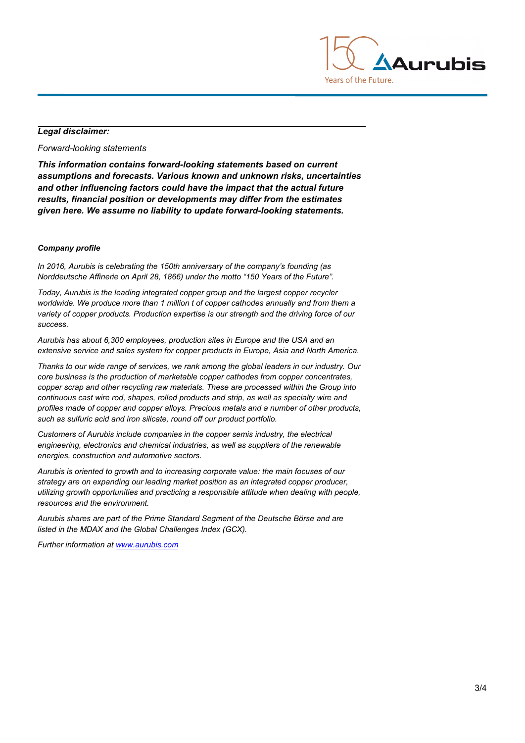***Legal disclaimer:***

*Forward-looking statements*

***This information contains forward-looking statements based on current assumptions and forecasts. Various known and unknown risks, uncertainties and other influencing factors could have the impact that the actual future results, financial position or developments may differ from the estimates given here. We assume no liability to update forward-looking statements.***

***Company profile***

*In 2016, Aurubis is celebrating the 150th anniversary of the company's founding (as Norddeutsche Affinerie on April 28, 1866) under the motto "150 Years of the Future".*

*Today, Aurubis is the leading integrated copper group and the largest copper recycler worldwide. We produce more than 1 million t of copper cathodes annually and from them a variety of copper products. Production expertise is our strength and the driving force of our success.*

*Aurubis has about 6,300 employees, production sites in Europe and the USA and an extensive service and sales system for copper products in Europe, Asia and North America.*

*Thanks to our wide range of services, we rank among the global leaders in our industry. Our core business is the production of marketable copper cathodes from copper concentrates, copper scrap and other recycling raw materials. These are processed within the Group into continuous cast wire rod, shapes, rolled products and strip, as well as specialty wire and profiles made of copper and copper alloys. Precious metals and a number of other products, such as sulfuric acid and iron silicate, round off our product portfolio.*

*Customers of Aurubis include companies in the copper semis industry, the electrical engineering, electronics and chemical industries, as well as suppliers of the renewable energies, construction and automotive sectors.*

*Aurubis is oriented to growth and to increasing corporate value: the main focuses of our strategy are on expanding our leading market position as an integrated copper producer, utilizing growth opportunities and practicing a responsible attitude when dealing with people, resources and the environment.*

*Aurubis shares are part of the Prime Standard Segment of the Deutsche Börse and are listed in the MDAX and the Global Challenges Index (GCX).*

*Further information at [www.aurubis.com](http://www.aurubis.com)*